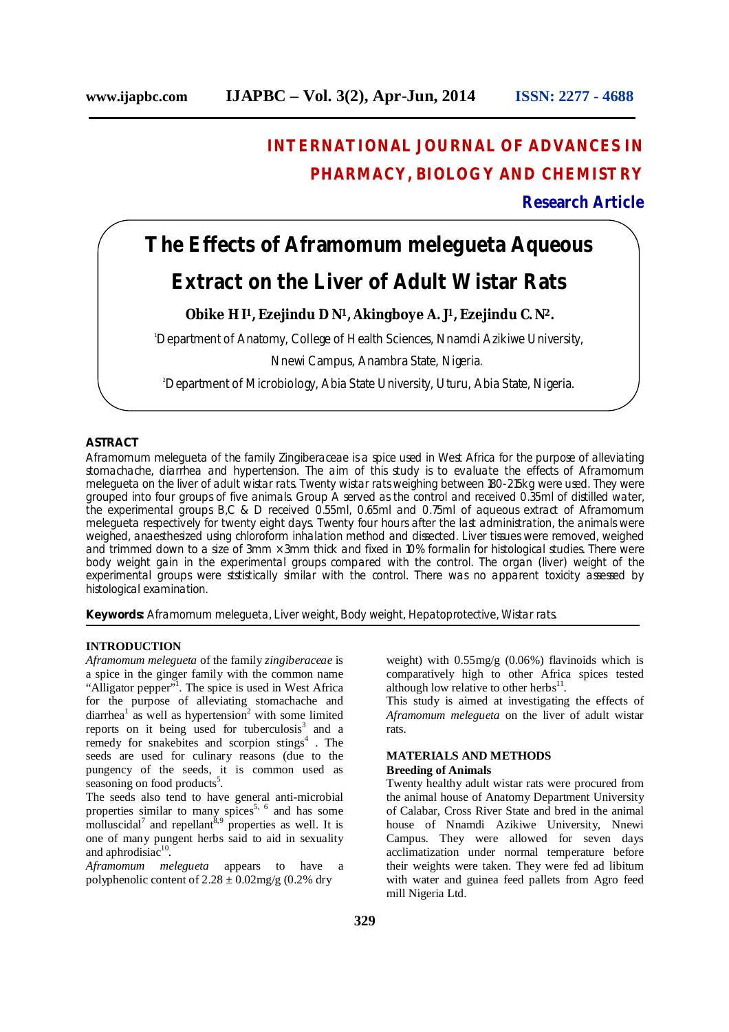# INTERNATIONAL JOURNAL OF ADVANCES IN PHARMACY, BIOLOGY AND CHEMISTRY

**Research Article**

# The Effects of Aframomum melegueta Aqueous Extract on the Liver of Adult Wistar Rats

**Obike H I[1], Ezejindu D N[1], Akingboye A. J[1], Ezejindu C. N[2].**

[1]Department of Anatomy, College of Health Sciences, Nnamdi Azikiwe University, Nnewi Campus, Anambra State, Nigeria.

[2]Department of Microbiology, Abia State University, Uturu, Abia State, Nigeria.

## ASTRACT

Aframomum melegueta of the family Zingiberaceae is a spice used in West Africa for the purpose of alleviating stomachache, diarrhea and hypertension. The aim of this study is to evaluate the effects of Aframomum melegueta on the liver of adult wistar rats. Twenty wistar rats weighing between 180-215kg were used. They were grouped into four groups of five animals. Group A served as the control and received 0.35ml of distilled water, the experimental groups B,C & D received 0.55ml, 0.65ml and 0.75ml of aqueous extract of Aframomum melegueta respectively for twenty eight days. Twenty four hours after the last administration, the animals were weighed, anaesthesized using chloroform inhalation method and dissected. Liver tissues were removed, weighed and trimmed down to a size of 3mm × 3mm thick and fixed in 10% formalin for histological studies. There were body weight gain in the experimental groups compared with the control. The organ (liver) weight of the experimental groups were ststistically similar with the control. There was no apparent toxicity assessed by histological examination.

**Keywords:** Aframomum melegueta, Liver weight, Body weight, Hepatoprotective, Wistar rats.

## INTRODUCTION

*Aframomum melegueta* of the family *zingiberaceae* is a spice in the ginger family with the common name "Alligator pepper"[1]. The spice is used in West Africa for the purpose of alleviating stomachache and diarrhea[1] as well as hypertension[2] with some limited reports on it being used for tuberculosis[3] and a remedy for snakebites and scorpion stings[4] . The seeds are used for culinary reasons (due to the pungency of the seeds, it is common used as seasoning on food products[5].

The seeds also tend to have general anti-microbial properties similar to many spices[5, 6] and has some molluscidal[7] and repellant[8,9] properties as well. It is one of many pungent herbs said to aid in sexuality and aphrodisiac[10].

*Aframomum melegueta* appears to have a polyphenolic content of 2.28 ± 0.02mg/g (0.2% dry weight) with 0.55mg/g (0.06%) flavinoids which is comparatively high to other Africa spices tested although low relative to other herbs[11].

This study is aimed at investigating the effects of *Aframomum melegueta* on the liver of adult wistar rats.

## MATERIALS AND METHODS

### Breeding of Animals

Twenty healthy adult wistar rats were procured from the animal house of Anatomy Department University of Calabar, Cross River State and bred in the animal house of Nnamdi Azikiwe University, Nnewi Campus. They were allowed for seven days acclimatization under normal temperature before their weights were taken. They were fed ad libitum with water and guinea feed pallets from Agro feed mill Nigeria Ltd.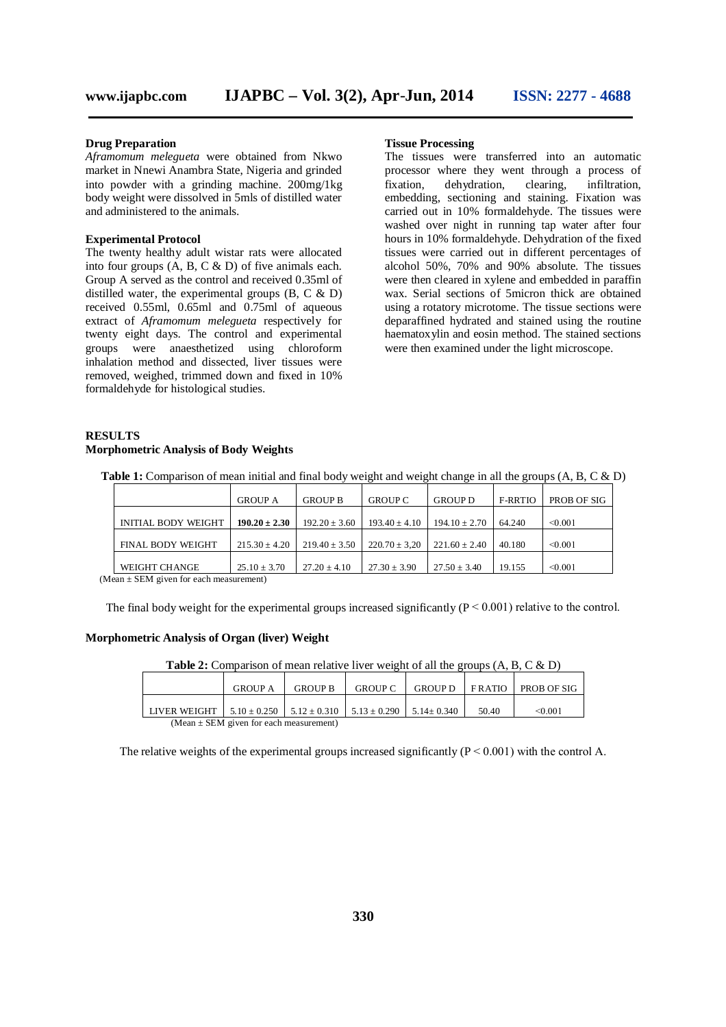### Drug Preparation

*Aframomum melegueta* were obtained from Nkwo market in Nnewi Anambra State, Nigeria and grinded into powder with a grinding machine. 200mg/1kg body weight were dissolved in 5mls of distilled water and administered to the animals.

### Experimental Protocol

The twenty healthy adult wistar rats were allocated into four groups (A, B, C & D) of five animals each. Group A served as the control and received 0.35ml of distilled water, the experimental groups (B, C & D) received 0.55ml, 0.65ml and 0.75ml of aqueous extract of *Aframomum melegueta* respectively for twenty eight days. The control and experimental groups were anaesthetized using chloroform inhalation method and dissected, liver tissues were removed, weighed, trimmed down and fixed in 10% formaldehyde for histological studies.

### Tissue Processing

The tissues were transferred into an automatic processor where they went through a process of fixation, dehydration, clearing, infiltration, embedding, sectioning and staining. Fixation was carried out in 10% formaldehyde. The tissues were washed over night in running tap water after four hours in 10% formaldehyde. Dehydration of the fixed tissues were carried out in different percentages of alcohol 50%, 70% and 90% absolute. The tissues were then cleared in xylene and embedded in paraffin wax. Serial sections of 5micron thick are obtained using a rotatory microtome. The tissue sections were deparaffined hydrated and stained using the routine haematoxylin and eosin method. The stained sections were then examined under the light microscope.

## RESULTS

### Morphometric Analysis of Body Weights

**Table 1:** Comparison of mean initial and final body weight and weight change in all the groups (A, B, C & D)

| | GROUP A | GROUP B | GROUP C | GROUP D | F-RRTIO | PROB OF SIG |
|---|---|---|---|---|---|---|
| INITIAL BODY WEIGHT | **190.20 ± 2.30** | 192.20 ± 3.60 | 193.40 ± 4.10 | 194.10 ± 2.70 | 64.240 | <0.001 |
| FINAL BODY WEIGHT | 215.30 ± 4.20 | 219.40 ± 3.50 | 220.70 ± 3,20 | 221.60 ± 2.40 | 40.180 | <0.001 |
| WEIGHT CHANGE | 25.10 ± 3.70 | 27.20 ± 4.10 | 27.30 ± 3.90 | 27.50 ± 3.40 | 19.155 | <0.001 |

(Mean ± SEM given for each measurement)

The final body weight for the experimental groups increased significantly ($P < 0.001$) relative to the control.

### Morphometric Analysis of Organ (liver) Weight

**Table 2:** Comparison of mean relative liver weight of all the groups (A, B, C & D)

| | GROUP A | GROUP B | GROUP C | GROUP D | F RATIO | PROB OF SIG |
|---|---|---|---|---|---|---|
| LIVER WEIGHT | 5.10 ± 0.250 | 5.12 ± 0.310 | 5.13 ± 0.290 | 5.14± 0.340 | 50.40 | <0.001 |

(Mean ± SEM given for each measurement)

The relative weights of the experimental groups increased significantly ($P < 0.001$) with the control A.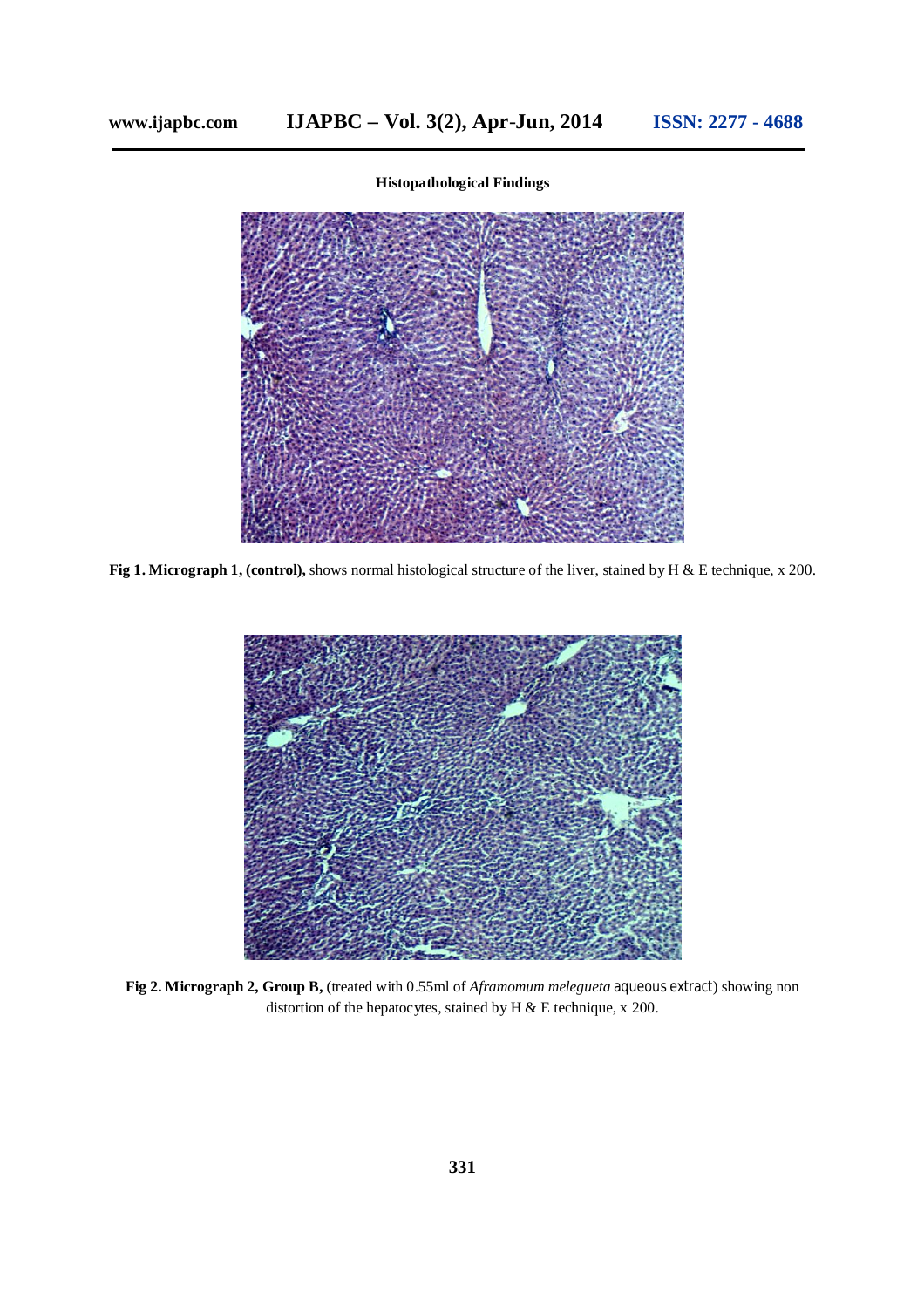**Histopathological Findings**

**Fig 1. Micrograph 1, (control),** shows normal histological structure of the liver, stained by H & E technique, x 200.

**Fig 2. Micrograph 2, Group B,** (treated with 0.55ml of *Aframomum melegueta* aqueous extract) showing non distortion of the hepatocytes, stained by H & E technique, x 200.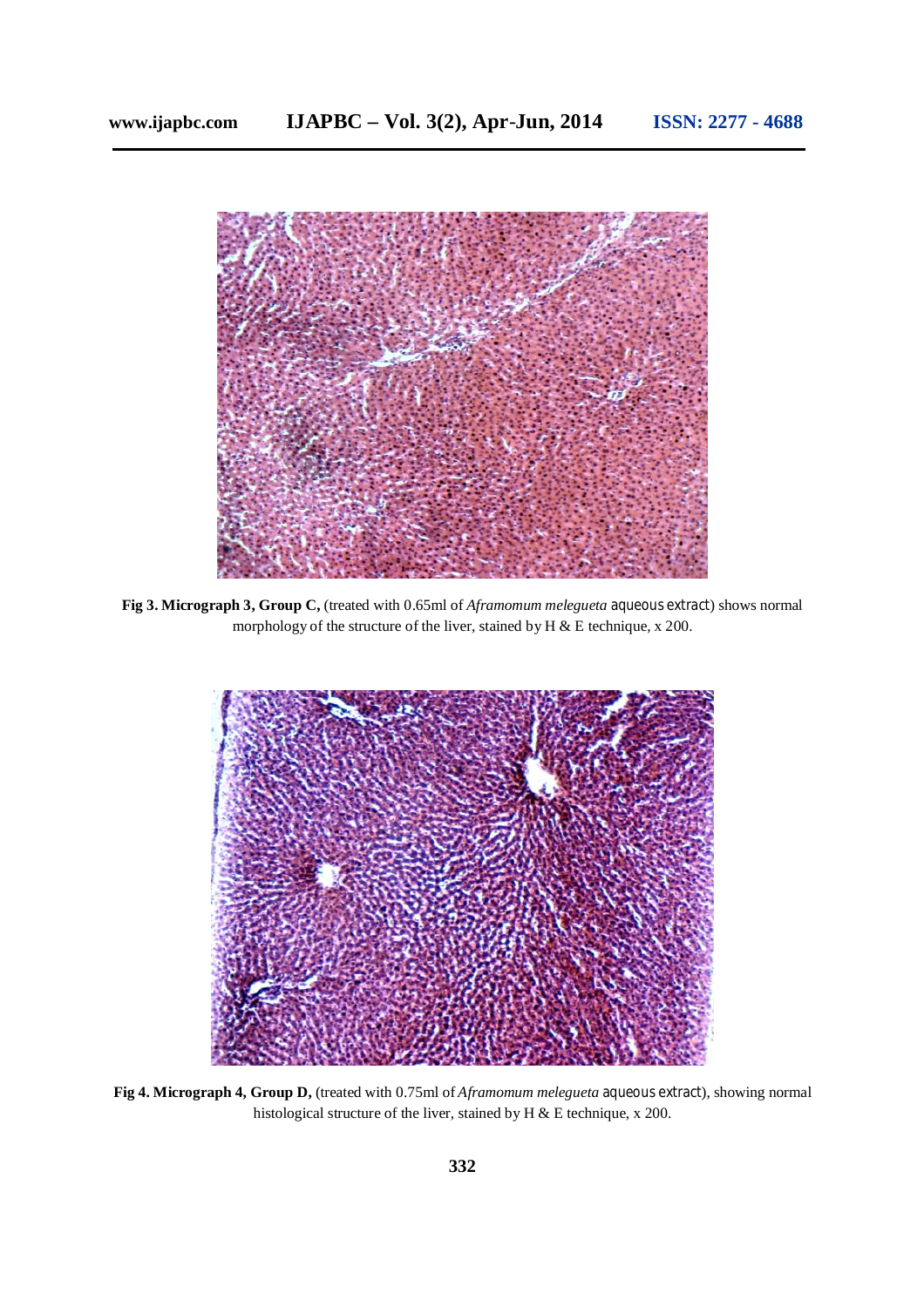**Fig 3. Micrograph 3, Group C,** (treated with 0.65ml of *Aframomum melegueta* aqueous extract) shows normal morphology of the structure of the liver, stained by H & E technique, x 200.

**Fig 4. Micrograph 4, Group D,** (treated with 0.75ml of *Aframomum melegueta* aqueous extract), showing normal histological structure of the liver, stained by H & E technique, x 200.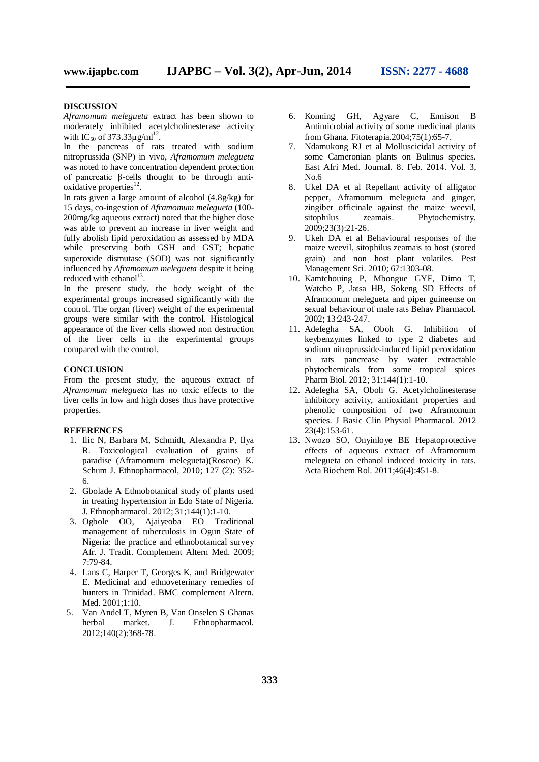## DISCUSSION

*Aframomum melegueta* extract has been shown to moderately inhibited acetylcholinesterase activity with $IC_{50}$ of 373.33µg/ml[12].

In the pancreas of rats treated with sodium nitroprussida (SNP) in vivo, *Aframomum melegueta* was noted to have concentration dependent protection of pancreatic β-cells thought to be through anti-oxidative properties[12].

In rats given a large amount of alcohol (4.8g/kg) for 15 days, co-ingestion of *Aframomum melegueta* (100-200mg/kg aqueous extract) noted that the higher dose was able to prevent an increase in liver weight and fully abolish lipid peroxidation as assessed by MDA while preserving both GSH and GST; hepatic superoxide dismutase (SOD) was not significantly influenced by *Aframomum melegueta* despite it being reduced with ethanol[13].

In the present study, the body weight of the experimental groups increased significantly with the control. The organ (liver) weight of the experimental groups were similar with the control. Histological appearance of the liver cells showed non destruction of the liver cells in the experimental groups compared with the control.

## CONCLUSION

From the present study, the aqueous extract of *Aframomum melegueta* has no toxic effects to the liver cells in low and high doses thus have protective properties.

## REFERENCES

1. Ilic N, Barbara M, Schmidt, Alexandra P, Ilya R. Toxicological evaluation of grains of paradise (Aframomum melegueta)(Roscoe) K. Schum J. Ethnopharmacol, 2010; 127 (2): 352-6.
2. Gbolade A Ethnobotanical study of plants used in treating hypertension in Edo State of Nigeria. J. Ethnopharmacol. 2012; 31;144(1):1-10.
3. Ogbole OO, Ajaiyeoba EO Traditional management of tuberculosis in Ogun State of Nigeria: the practice and ethnobotanical survey Afr. J. Tradit. Complement Altern Med. 2009; 7:79-84.
4. Lans C, Harper T, Georges K, and Bridgewater E. Medicinal and ethnoveterinary remedies of hunters in Trinidad. BMC complement Altern. Med. 2001;1:10.
5. Van Andel T, Myren B, Van Onselen S Ghanas herbal market. J. Ethnopharmacol. 2012;140(2):368-78.
6. Konning GH, Agyare C, Ennison B Antimicrobial activity of some medicinal plants from Ghana. Fitoterapia.2004;75(1):65-7.
7. Ndamukong RJ et al Molluscicidal activity of some Cameronian plants on Bulinus species. East Afri Med. Journal. 8. Feb. 2014. Vol. 3, No.6
8. Ukel DA et al Repellant activity of alligator pepper, Aframomum melegueta and ginger, zingiber officinale against the maize weevil, sitophilus zeamais. Phytochemistry. 2009;23(3):21-26.
9. Ukeh DA et al Behavioural responses of the maize weevil, sitophilus zeamais to host (stored grain) and non host plant volatiles. Pest Management Sci. 2010; 67:1303-08.
10. Kamtchouing P, Mbongue GYF, Dimo T, Watcho P, Jatsa HB, Sokeng SD Effects of Aframomum melegueta and piper guineense on sexual behaviour of male rats Behav Pharmacol. 2002; 13:243-247.
11. Adefegha SA, Oboh G. Inhibition of keybenzymes linked to type 2 diabetes and sodium nitroprusside-induced lipid peroxidation in rats pancrease by water extractable phytochemicals from some tropical spices Pharm Biol. 2012; 31:144(1):1-10.
12. Adefegha SA, Oboh G. Acetylcholinesterase inhibitory activity, antioxidant properties and phenolic composition of two Aframomum species. J Basic Clin Physiol Pharmacol. 2012 23(4):153-61.
13. Nwozo SO, Onyinloye BE Hepatoprotective effects of aqueous extract of Aframomum melegueta on ethanol induced toxicity in rats. Acta Biochem Rol. 2011;46(4):451-8.